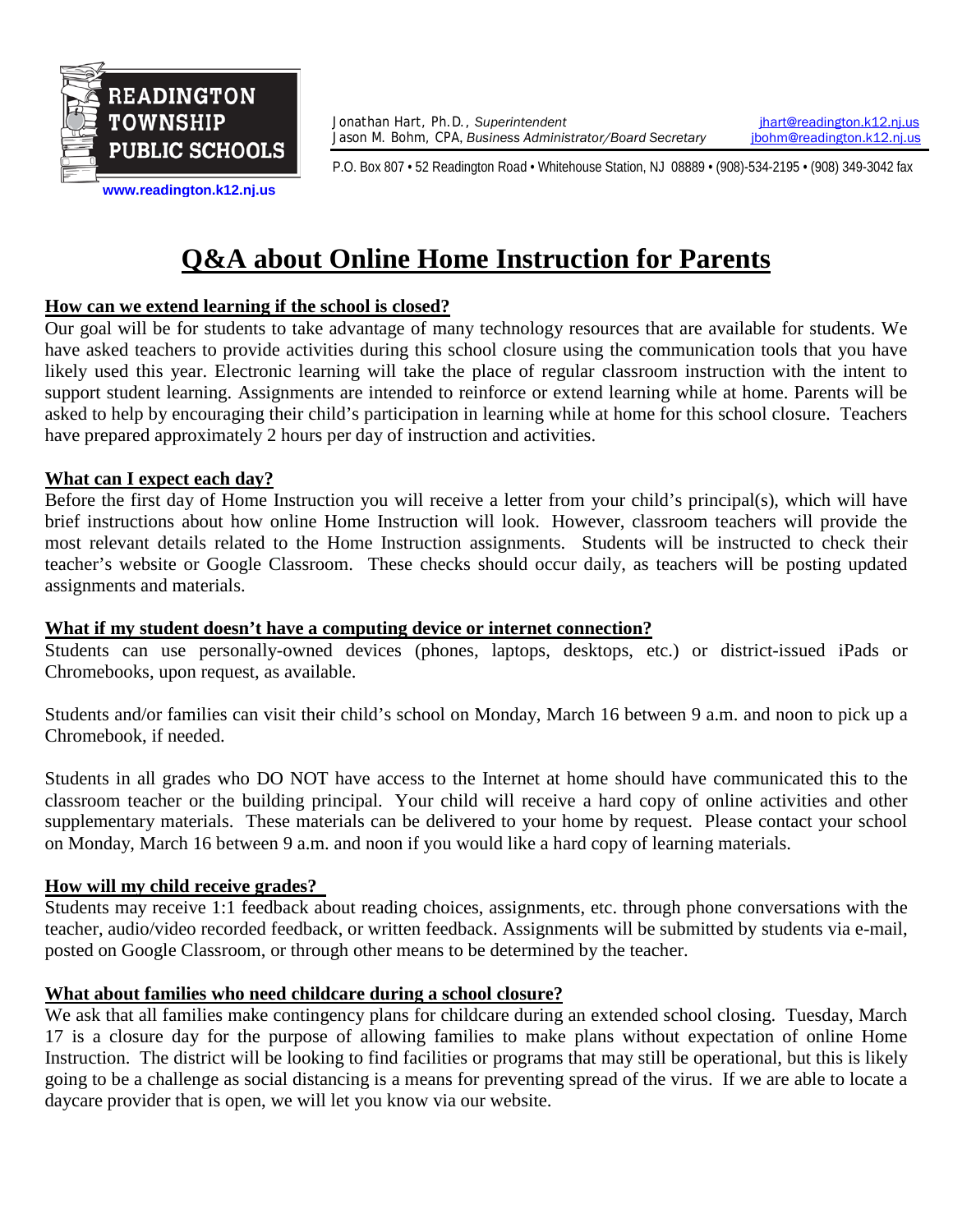**READINGTON TOWNSHIP PUBLIC SCHOOLS**

www.readington.k12.nj.us

Jonathan Hart, Ph.D., *Superintendent* — jhart@readington.k12.nj.us
Jason M. Bohm, CPA, *Business Administrator/Board Secretary* — jbohm@readington.k12.nj.us

P.O. Box 807 • 52 Readington Road • Whitehouse Station, NJ 08889 • (908)-534-2195 • (908) 349-3042 fax

# Q&A about Online Home Instruction for Parents

**How can we extend learning if the school is closed?**

Our goal will be for students to take advantage of many technology resources that are available for students. We have asked teachers to provide activities during this school closure using the communication tools that you have likely used this year. Electronic learning will take the place of regular classroom instruction with the intent to support student learning. Assignments are intended to reinforce or extend learning while at home. Parents will be asked to help by encouraging their child's participation in learning while at home for this school closure. Teachers have prepared approximately 2 hours per day of instruction and activities.

**What can I expect each day?**

Before the first day of Home Instruction you will receive a letter from your child's principal(s), which will have brief instructions about how online Home Instruction will look. However, classroom teachers will provide the most relevant details related to the Home Instruction assignments. Students will be instructed to check their teacher's website or Google Classroom. These checks should occur daily, as teachers will be posting updated assignments and materials.

**What if my student doesn't have a computing device or internet connection?**

Students can use personally-owned devices (phones, laptops, desktops, etc.) or district-issued iPads or Chromebooks, upon request, as available.

Students and/or families can visit their child's school on Monday, March 16 between 9 a.m. and noon to pick up a Chromebook, if needed.

Students in all grades who DO NOT have access to the Internet at home should have communicated this to the classroom teacher or the building principal. Your child will receive a hard copy of online activities and other supplementary materials. These materials can be delivered to your home by request. Please contact your school on Monday, March 16 between 9 a.m. and noon if you would like a hard copy of learning materials.

**How will my child receive grades?**

Students may receive 1:1 feedback about reading choices, assignments, etc. through phone conversations with the teacher, audio/video recorded feedback, or written feedback. Assignments will be submitted by students via e-mail, posted on Google Classroom, or through other means to be determined by the teacher.

**What about families who need childcare during a school closure?**

We ask that all families make contingency plans for childcare during an extended school closing. Tuesday, March 17 is a closure day for the purpose of allowing families to make plans without expectation of online Home Instruction. The district will be looking to find facilities or programs that may still be operational, but this is likely going to be a challenge as social distancing is a means for preventing spread of the virus. If we are able to locate a daycare provider that is open, we will let you know via our website.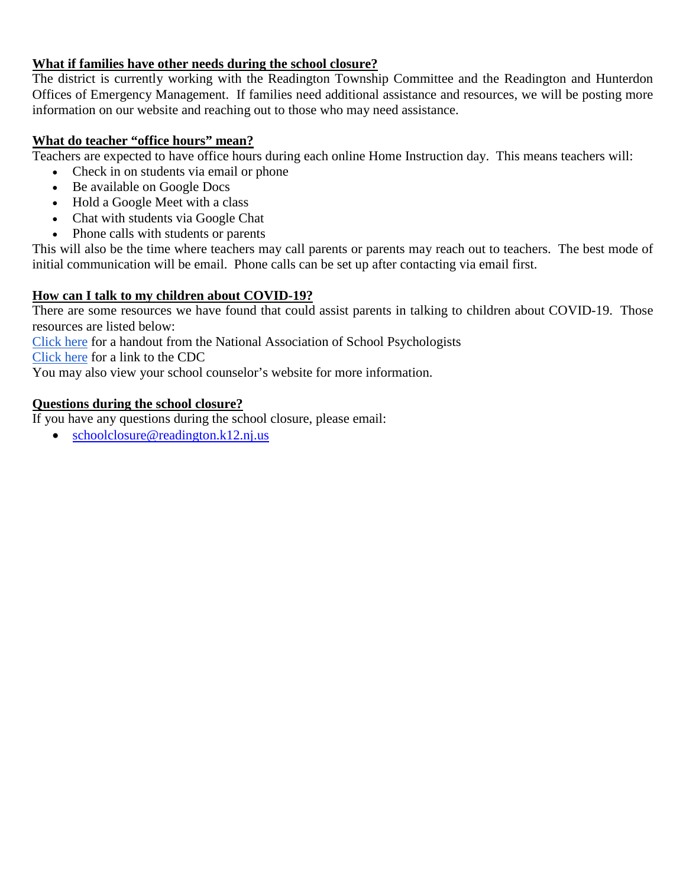**What if families have other needs during the school closure?**

The district is currently working with the Readington Township Committee and the Readington and Hunterdon Offices of Emergency Management. If families need additional assistance and resources, we will be posting more information on our website and reaching out to those who may need assistance.

**What do teacher "office hours" mean?**

Teachers are expected to have office hours during each online Home Instruction day. This means teachers will:

- Check in on students via email or phone
- Be available on Google Docs
- Hold a Google Meet with a class
- Chat with students via Google Chat
- Phone calls with students or parents

This will also be the time where teachers may call parents or parents may reach out to teachers. The best mode of initial communication will be email. Phone calls can be set up after contacting via email first.

**How can I talk to my children about COVID-19?**

There are some resources we have found that could assist parents in talking to children about COVID-19. Those resources are listed below:

Click here for a handout from the National Association of School Psychologists

Click here for a link to the CDC

You may also view your school counselor's website for more information.

**Questions during the school closure?**

If you have any questions during the school closure, please email:

- schoolclosure@readington.k12.nj.us